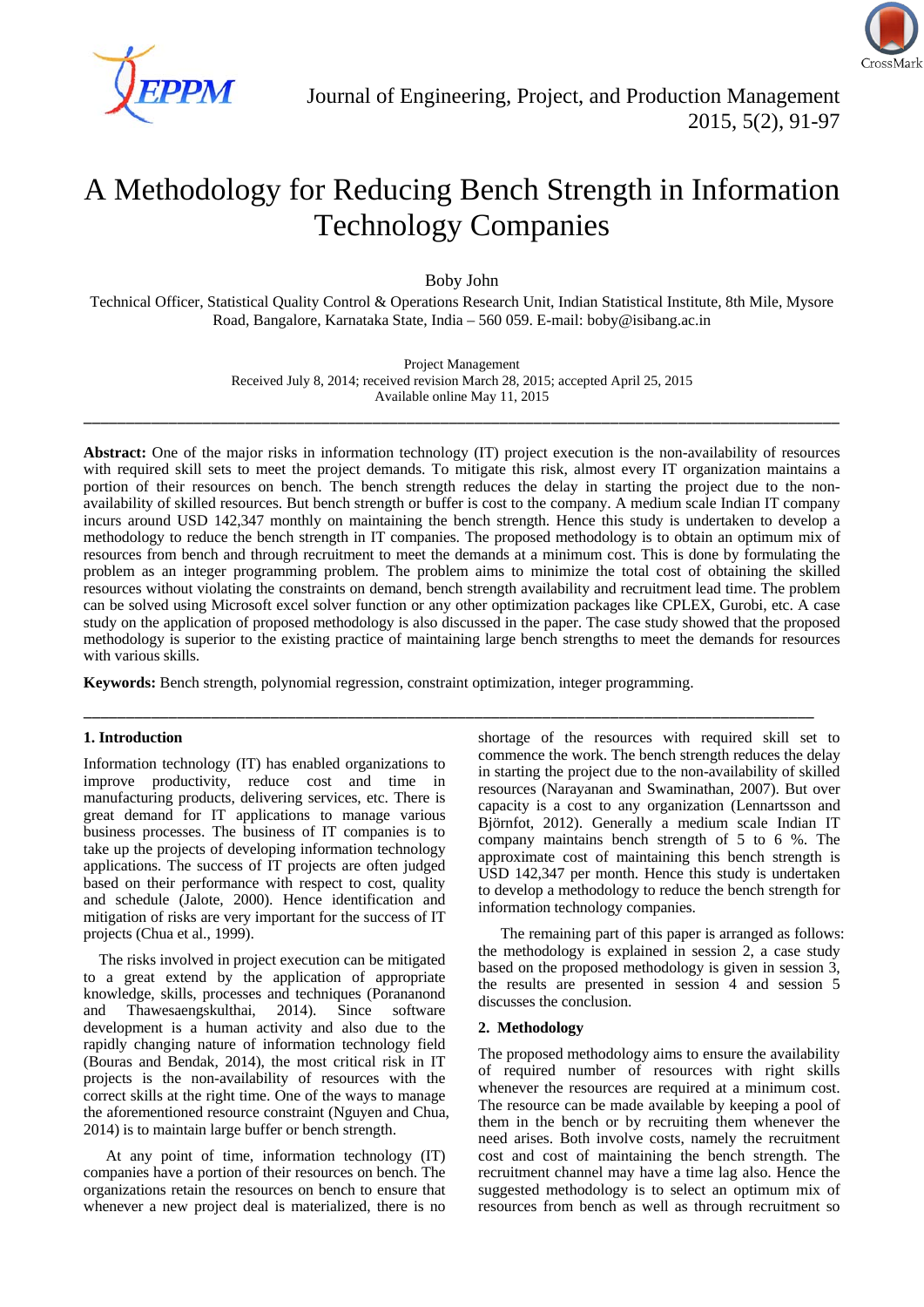# A Methodology for Reducing Bench Strength in Information Technology Companies

Boby John

Technical Officer, Statistical Quality Control & Operations Research Unit, Indian Statistical Institute, 8th Mile, Mysore Road, Bangalore, Karnataka State, India – 560 059. E-mail: boby@isibang.ac.in

Project Management

Received July 8, 2014; received revision March 28, 2015; accepted April 25, 2015

Available online May 11, 2015

---

**Abstract:** One of the major risks in information technology (IT) project execution is the non-availability of resources with required skill sets to meet the project demands. To mitigate this risk, almost every IT organization maintains a portion of their resources on bench. The bench strength reduces the delay in starting the project due to the non-availability of skilled resources. But bench strength or buffer is cost to the company. A medium scale Indian IT company incurs around USD 142,347 monthly on maintaining the bench strength. Hence this study is undertaken to develop a methodology to reduce the bench strength in IT companies. The proposed methodology is to obtain an optimum mix of resources from bench and through recruitment to meet the demands at a minimum cost. This is done by formulating the problem as an integer programming problem. The problem aims to minimize the total cost of obtaining the skilled resources without violating the constraints on demand, bench strength availability and recruitment lead time. The problem can be solved using Microsoft excel solver function or any other optimization packages like CPLEX, Gurobi, etc. A case study on the application of proposed methodology is also discussed in the paper. The case study showed that the proposed methodology is superior to the existing practice of maintaining large bench strengths to meet the demands for resources with various skills.

**Keywords:** Bench strength, polynomial regression, constraint optimization, integer programming.

---

## 1. Introduction

Information technology (IT) has enabled organizations to improve productivity, reduce cost and time in manufacturing products, delivering services, etc. There is great demand for IT applications to manage various business processes. The business of IT companies is to take up the projects of developing information technology applications. The success of IT projects are often judged based on their performance with respect to cost, quality and schedule (Jalote, 2000). Hence identification and mitigation of risks are very important for the success of IT projects (Chua et al., 1999).

The risks involved in project execution can be mitigated to a great extend by the application of appropriate knowledge, skills, processes and techniques (Poranand and Thawesaengskulthai, 2014). Since software development is a human activity and also due to the rapidly changing nature of information technology field (Bouras and Bendak, 2014), the most critical risk in IT projects is the non-availability of resources with the correct skills at the right time. One of the ways to manage the aforementioned resource constraint (Nguyen and Chua, 2014) is to maintain large buffer or bench strength.

At any point of time, information technology (IT) companies have a portion of their resources on bench. The organizations retain the resources on bench to ensure that whenever a new project deal is materialized, there is no shortage of the resources with required skill set to commence the work. The bench strength reduces the delay in starting the project due to the non-availability of skilled resources (Narayanan and Swaminathan, 2007). But over capacity is a cost to any organization (Lennartsson and Björnfot, 2012). Generally a medium scale Indian IT company maintains bench strength of 5 to 6 %. The approximate cost of maintaining this bench strength is USD 142,347 per month. Hence this study is undertaken to develop a methodology to reduce the bench strength for information technology companies.

The remaining part of this paper is arranged as follows: the methodology is explained in session 2, a case study based on the proposed methodology is given in session 3, the results are presented in session 4 and session 5 discusses the conclusion.

## 2. Methodology

The proposed methodology aims to ensure the availability of required number of resources with right skills whenever the resources are required at a minimum cost. The resource can be made available by keeping a pool of them in the bench or by recruiting them whenever the need arises. Both involve costs, namely the recruitment cost and cost of maintaining the bench strength. The recruitment channel may have a time lag also. Hence the suggested methodology is to select an optimum mix of resources from bench as well as through recruitment so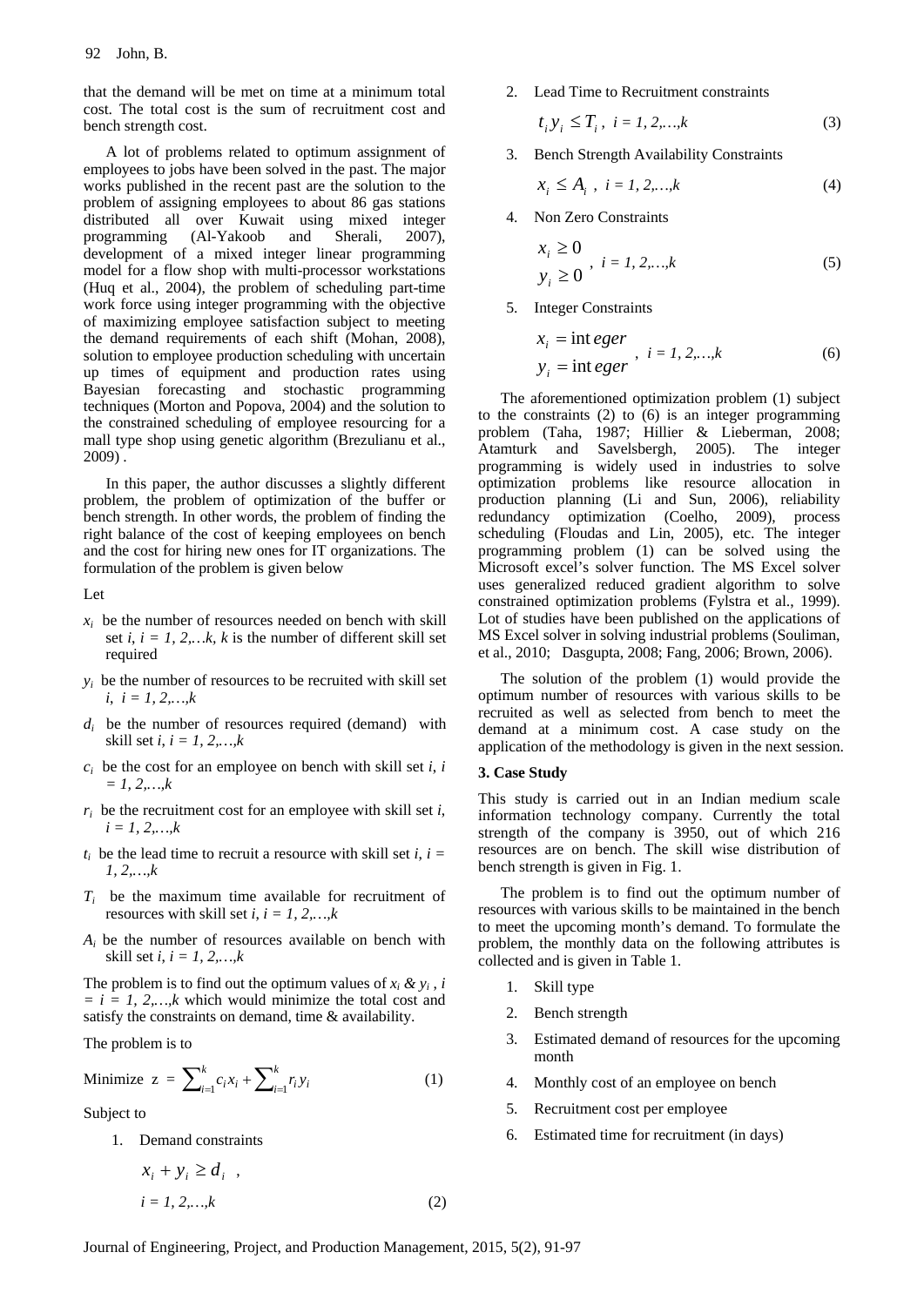that the demand will be met on time at a minimum total cost. The total cost is the sum of recruitment cost and bench strength cost.

A lot of problems related to optimum assignment of employees to jobs have been solved in the past. The major works published in the recent past are the solution to the problem of assigning employees to about 86 gas stations distributed all over Kuwait using mixed integer programming (Al-Yakoob and Sherali, 2007), development of a mixed integer linear programming model for a flow shop with multi-processor workstations (Huq et al., 2004), the problem of scheduling part-time work force using integer programming with the objective of maximizing employee satisfaction subject to meeting the demand requirements of each shift (Mohan, 2008), solution to employee production scheduling with uncertain up times of equipment and production rates using Bayesian forecasting and stochastic programming techniques (Morton and Popova, 2004) and the solution to the constrained scheduling of employee resourcing for a mall type shop using genetic algorithm (Brezulianu et al., 2009) .

In this paper, the author discusses a slightly different problem, the problem of optimization of the buffer or bench strength. In other words, the problem of finding the right balance of the cost of keeping employees on bench and the cost for hiring new ones for IT organizations. The formulation of the problem is given below

Let

- $x_i$ be the number of resources needed on bench with skill set $i$, $i = 1, 2,\ldots k$, $k$ is the number of different skill set required
- $y_i$ be the number of resources to be recruited with skill set $i$, $i = 1, 2,\ldots,k$
- $d_i$ be the number of resources required (demand) with skill set $i$, $i = 1, 2,\ldots,k$
- $c_i$ be the cost for an employee on bench with skill set $i$, $i = 1, 2,\ldots,k$
- $r_i$ be the recruitment cost for an employee with skill set $i$, $i = 1, 2,\ldots,k$
- $t_i$ be the lead time to recruit a resource with skill set $i$, $i = 1, 2,\ldots,k$
- $T_i$ be the maximum time available for recruitment of resources with skill set $i$, $i = 1, 2,\ldots,k$
- $A_i$ be the number of resources available on bench with skill set $i$, $i = 1, 2,\ldots,k$

The problem is to find out the optimum values of $x_i$ & $y_i$ , $i = i = 1, 2,\ldots,k$ which would minimize the total cost and satisfy the constraints on demand, time & availability.

The problem is to

$$\text{Minimize } z = \sum_{i=1}^{k} c_i x_i + \sum_{i=1}^{k} r_i y_i \tag{1}$$

Subject to

1. Demand constraints

$$x_i + y_i \geq d_i \ , \quad i = 1, 2,\ldots,k \tag{2}$$

2. Lead Time to Recruitment constraints

$$t_i y_i \leq T_i \ , \quad i = 1, 2,\ldots,k \tag{3}$$

3. Bench Strength Availability Constraints

$$x_i \leq A_i \ , \quad i = 1, 2,\ldots,k \tag{4}$$

4. Non Zero Constraints

$$\begin{aligned} x_i &\geq 0 \\ y_i &\geq 0 \end{aligned} \ , \quad i = 1, 2,\ldots,k \tag{5}$$

5. Integer Constraints

$$\begin{aligned} x_i &= \text{integer} \\ y_i &= \text{integer} \end{aligned} \ , \quad i = 1, 2,\ldots,k \tag{6}$$

The aforementioned optimization problem (1) subject to the constraints (2) to (6) is an integer programming problem (Taha, 1987; Hillier & Lieberman, 2008; Atamturk and Savelsbergh, 2005). The integer programming is widely used in industries to solve optimization problems like resource allocation in production planning (Li and Sun, 2006), reliability redundancy optimization (Coelho, 2009), process scheduling (Floudas and Lin, 2005), etc. The integer programming problem (1) can be solved using the Microsoft excel's solver function. The MS Excel solver uses generalized reduced gradient algorithm to solve constrained optimization problems (Fylstra et al., 1999). Lot of studies have been published on the applications of MS Excel solver in solving industrial problems (Souliman, et al., 2010; Dasgupta, 2008; Fang, 2006; Brown, 2006).

The solution of the problem (1) would provide the optimum number of resources with various skills to be recruited as well as selected from bench to meet the demand at a minimum cost. A case study on the application of the methodology is given in the next session.

### 3. Case Study

This study is carried out in an Indian medium scale information technology company. Currently the total strength of the company is 3950, out of which 216 resources are on bench. The skill wise distribution of bench strength is given in Fig. 1.

The problem is to find out the optimum number of resources with various skills to be maintained in the bench to meet the upcoming month's demand. To formulate the problem, the monthly data on the following attributes is collected and is given in Table 1.

1. Skill type
2. Bench strength
3. Estimated demand of resources for the upcoming month
4. Monthly cost of an employee on bench
5. Recruitment cost per employee
6. Estimated time for recruitment (in days)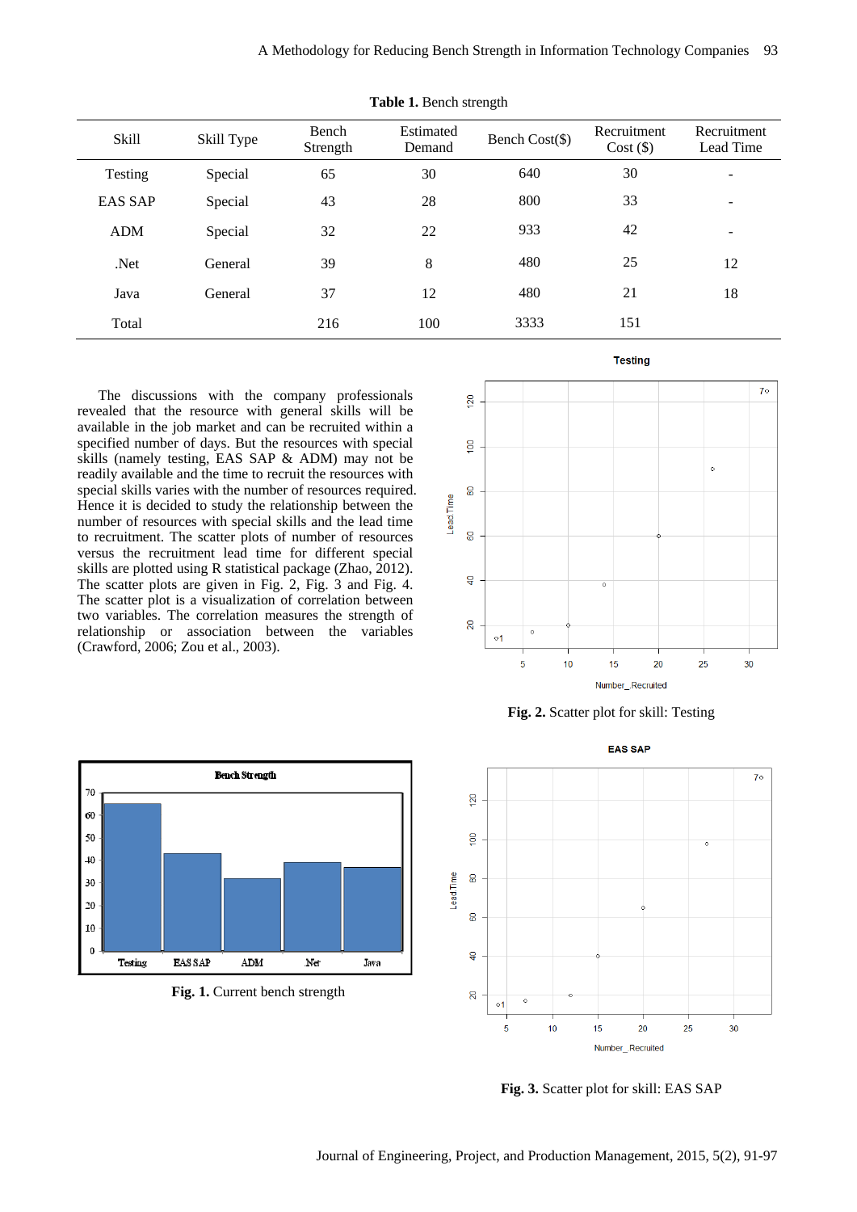**Table 1.** Bench strength

| Skill | Skill Type | Bench Strength | Estimated Demand | Bench Cost($) | Recruitment Cost ($) | Recruitment Lead Time |
|---|---|---|---|---|---|---|
| Testing | Special | 65 | 30 | 640 | 30 | - |
| EAS SAP | Special | 43 | 28 | 800 | 33 | - |
| ADM | Special | 32 | 22 | 933 | 42 | - |
| .Net | General | 39 | 8 | 480 | 25 | 12 |
| Java | General | 37 | 12 | 480 | 21 | 18 |
| Total | | 216 | 100 | 3333 | 151 | |

The discussions with the company professionals revealed that the resource with general skills will be available in the job market and can be recruited within a specified number of days. But the resources with special skills (namely testing, EAS SAP & ADM) may not be readily available and the time to recruit the resources with special skills varies with the number of resources required. Hence it is decided to study the relationship between the number of resources with special skills and the lead time to recruitment. The scatter plots of number of resources versus the recruitment lead time for different special skills are plotted using R statistical package (Zhao, 2012). The scatter plots are given in Fig. 2, Fig. 3 and Fig. 4. The scatter plot is a visualization of correlation between two variables. The correlation measures the strength of relationship or association between the variables (Crawford, 2006; Zou et al., 2003).

Testing

Lead Time

Number_Recruited

**Fig. 2.** Scatter plot for skill: Testing

Bench Strength

Testing EAS SAP ADM .Net Java

**Fig. 1.** Current bench strength

EAS SAP

Lead Time

Number_Recruited

**Fig. 3.** Scatter plot for skill: EAS SAP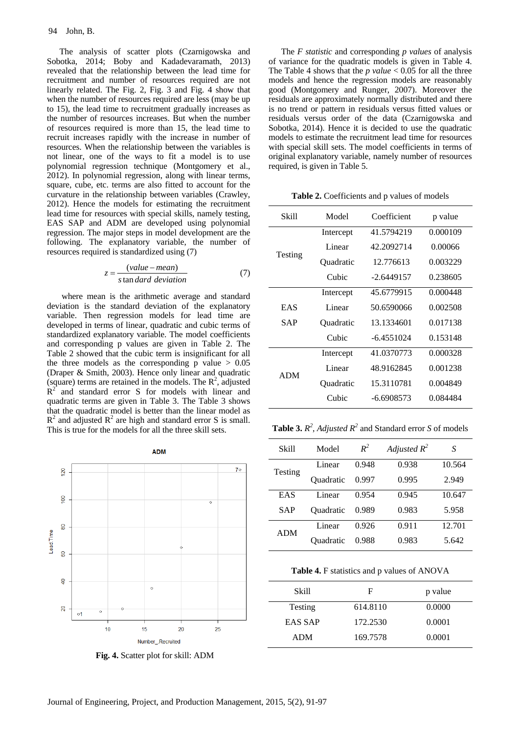The analysis of scatter plots (Czarnigowska and Sobotka, 2014; Boby and Kadadevaramath, 2013) revealed that the relationship between the lead time for recruitment and number of resources required are not linearly related. The Fig. 2, Fig. 3 and Fig. 4 show that when the number of resources required are less (may be up to 15), the lead time to recruitment gradually increases as the number of resources increases. But when the number of resources required is more than 15, the lead time to recruit increases rapidly with the increase in number of resources. When the relationship between the variables is not linear, one of the ways to fit a model is to use polynomial regression technique (Montgomery et al., 2012). In polynomial regression, along with linear terms, square, cube, etc. terms are also fitted to account for the curvature in the relationship between variables (Crawley, 2012). Hence the models for estimating the recruitment lead time for resources with special skills, namely testing, EAS SAP and ADM are developed using polynomial regression. The major steps in model development are the following. The explanatory variable, the number of resources required is standardized using (7)

$$z = \frac{(value - mean)}{standard\ deviation} \quad (7)$$

where mean is the arithmetic average and standard deviation is the standard deviation of the explanatory variable. Then regression models for lead time are developed in terms of linear, quadratic and cubic terms of standardized explanatory variable. The model coefficients and corresponding p values are given in Table 2. The Table 2 showed that the cubic term is insignificant for all the three models as the corresponding p value > 0.05 (Draper & Smith, 2003). Hence only linear and quadratic (square) terms are retained in the models. The $R^2$, adjusted $R^2$ and standard error S for models with linear and quadratic terms are given in Table 3. The Table 3 shows that the quadratic model is better than the linear model as $R^2$ and adjusted $R^2$ are high and standard error S is small. This is true for the models for all the three skill sets.

ADM

Lead Time

Number_Recruited

Fig. 4. Scatter plot for skill: ADM

The *F statistic* and corresponding *p values* of analysis of variance for the quadratic models is given in Table 4. The Table 4 shows that the *p value* < 0.05 for all the three models and hence the regression models are reasonably good (Montgomery and Runger, 2007). Moreover the residuals are approximately normally distributed and there is no trend or pattern in residuals versus fitted values or residuals versus order of the data (Czarnigowska and Sobotka, 2014). Hence it is decided to use the quadratic models to estimate the recruitment lead time for resources with special skill sets. The model coefficients in terms of original explanatory variable, namely number of resources required, is given in Table 5.

**Table 2.** Coefficients and p values of models

| Skill | Model | Coefficient | p value |
|---|---|---|---|
| Testing | Intercept | 41.5794219 | 0.000109 |
| | Linear | 42.2092714 | 0.00066 |
| | Quadratic | 12.776613 | 0.003229 |
| | Cubic | -2.6449157 | 0.238605 |
| EAS SAP | Intercept | 45.6779915 | 0.000448 |
| | Linear | 50.6590066 | 0.002508 |
| | Quadratic | 13.1334601 | 0.017138 |
| | Cubic | -6.4551024 | 0.153148 |
| ADM | Intercept | 41.0370773 | 0.000328 |
| | Linear | 48.9162845 | 0.001238 |
| | Quadratic | 15.3110781 | 0.004849 |
| | Cubic | -6.6908573 | 0.084484 |

**Table 3.** $R^2$, *Adjusted* $R^2$ and Standard error *S* of models

| Skill | Model | $R^2$ | *Adjusted* $R^2$ | *S* |
|---|---|---|---|---|
| Testing | Linear | 0.948 | 0.938 | 10.564 |
| | Quadratic | 0.997 | 0.995 | 2.949 |
| EAS SAP | Linear | 0.954 | 0.945 | 10.647 |
| | Quadratic | 0.989 | 0.983 | 5.958 |
| ADM | Linear | 0.926 | 0.911 | 12.701 |
| | Quadratic | 0.988 | 0.983 | 5.642 |

**Table 4.** F statistics and p values of ANOVA

| Skill | F | p value |
|---|---|---|
| Testing | 614.8110 | 0.0000 |
| EAS SAP | 172.2530 | 0.0001 |
| ADM | 169.7578 | 0.0001 |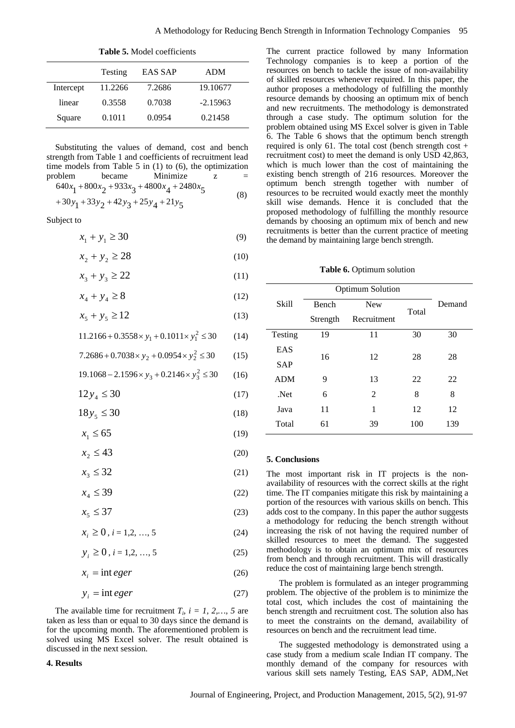**Table 5.** Model coefficients

| | Testing | EAS SAP | ADM |
|---|---|---|---|
| Intercept | 11.2266 | 7.2686 | 19.10677 |
| linear | 0.3558 | 0.7038 | -2.15963 |
| Square | 0.1011 | 0.0954 | 0.21458 |

Substituting the values of demand, cost and bench strength from Table 1 and coefficients of recruitment lead time models from Table 5 in (1) to (6), the optimization problem became Minimize z =

$$640x_1 + 800x_2 + 933x_3 + 4800x_4 + 2480x_5 + 30y_1 + 33y_2 + 42y_3 + 25y_4 + 21y_5 \quad (8)$$

Subject to

$$x_1 + y_1 \geq 30 \quad (9)$$

$$x_2 + y_2 \geq 28 \quad (10)$$

$$x_3 + y_3 \geq 22 \quad (11)$$

$$x_4 + y_4 \geq 8 \quad (12)$$

$$x_5 + y_5 \geq 12 \quad (13)$$

$$11.2166 + 0.3558 \times y_1 + 0.1011 \times y_1^2 \leq 30 \quad (14)$$

$$7.2686 + 0.7038 \times y_2 + 0.0954 \times y_2^2 \leq 30 \quad (15)$$

$$19.1068 - 2.1596 \times y_3 + 0.2146 \times y_3^2 \leq 30 \quad (16)$$

$$12y_4 \leq 30 \quad (17)$$

$$18y_5 \leq 30 \quad (18)$$

$$x_1 \leq 65 \quad (19)$$

$$x_2 \leq 43 \quad (20)$$

$$x_3 \leq 32 \quad (21)$$

$$x_4 \leq 39 \quad (22)$$

$$x_5 \leq 37 \quad (23)$$

$$x_i \geq 0,\ i = 1,2, \ldots, 5 \quad (24)$$

$$y_i \geq 0,\ i = 1,2, \ldots, 5 \quad (25)$$

$$x_i = \text{integer} \quad (26)$$

$$y_i = \text{integer} \quad (27)$$

The available time for recruitment $T_i$, $i = 1, 2, \ldots, 5$ are taken as less than or equal to 30 days since the demand is for the upcoming month. The aforementioned problem is solved using MS Excel solver. The result obtained is discussed in the next session.

## 4. Results

The current practice followed by many Information Technology companies is to keep a portion of the resources on bench to tackle the issue of non-availability of skilled resources whenever required. In this paper, the author proposes a methodology of fulfilling the monthly resource demands by choosing an optimum mix of bench and new recruitments. The methodology is demonstrated through a case study. The optimum solution for the problem obtained using MS Excel solver is given in Table 6. The Table 6 shows that the optimum bench strength required is only 61. The total cost (bench strength cost + recruitment cost) to meet the demand is only USD 42,863, which is much lower than the cost of maintaining the existing bench strength of 216 resources. Moreover the optimum bench strength together with number of resources to be recruited would exactly meet the monthly skill wise demands. Hence it is concluded that the proposed methodology of fulfilling the monthly resource demands by choosing an optimum mix of bench and new recruitments is better than the current practice of meeting the demand by maintaining large bench strength.

**Table 6.** Optimum solution

| Skill | Optimum Solution | | | Demand |
|---|---|---|---|---|
| | Bench Strength | New Recruitment | Total | |
| Testing | 19 | 11 | 30 | 30 |
| EAS SAP | 16 | 12 | 28 | 28 |
| ADM | 9 | 13 | 22 | 22 |
| .Net | 6 | 2 | 8 | 8 |
| Java | 11 | 1 | 12 | 12 |
| Total | 61 | 39 | 100 | 139 |

## 5. Conclusions

The most important risk in IT projects is the non-availability of resources with the correct skills at the right time. The IT companies mitigate this risk by maintaining a portion of the resources with various skills on bench. This adds cost to the company. In this paper the author suggests a methodology for reducing the bench strength without increasing the risk of not having the required number of skilled resources to meet the demand. The suggested methodology is to obtain an optimum mix of resources from bench and through recruitment. This will drastically reduce the cost of maintaining large bench strength.

The problem is formulated as an integer programming problem. The objective of the problem is to minimize the total cost, which includes the cost of maintaining the bench strength and recruitment cost. The solution also has to meet the constraints on the demand, availability of resources on bench and the recruitment lead time.

The suggested methodology is demonstrated using a case study from a medium scale Indian IT company. The monthly demand of the company for resources with various skill sets namely Testing, EAS SAP, ADM,.Net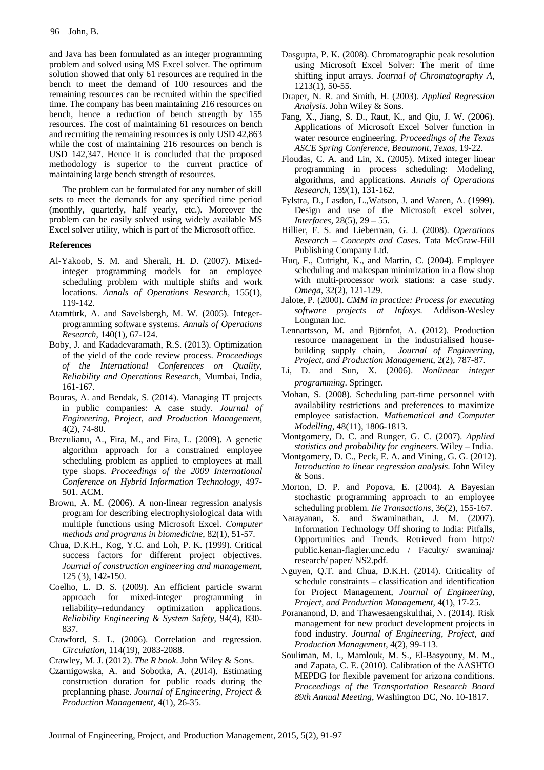and Java has been formulated as an integer programming problem and solved using MS Excel solver. The optimum solution showed that only 61 resources are required in the bench to meet the demand of 100 resources and the remaining resources can be recruited within the specified time. The company has been maintaining 216 resources on bench, hence a reduction of bench strength by 155 resources. The cost of maintaining 61 resources on bench and recruiting the remaining resources is only USD 42,863 while the cost of maintaining 216 resources on bench is USD 142,347. Hence it is concluded that the proposed methodology is superior to the current practice of maintaining large bench strength of resources.

The problem can be formulated for any number of skill sets to meet the demands for any specified time period (monthly, quarterly, half yearly, etc.). Moreover the problem can be easily solved using widely available MS Excel solver utility, which is part of the Microsoft office.

**References**

Al-Yakoob, S. M. and Sherali, H. D. (2007). Mixed-integer programming models for an employee scheduling problem with multiple shifts and work locations. *Annals of Operations Research*, 155(1), 119-142.

Atamtürk, A. and Savelsbergh, M. W. (2005). Integer-programming software systems. *Annals of Operations Research*, 140(1), 67-124.

Boby, J. and Kadadevaramath, R.S. (2013). Optimization of the yield of the code review process. *Proceedings of the International Conferences on Quality, Reliability and Operations Research*, Mumbai, India, 161-167.

Bouras, A. and Bendak, S. (2014). Managing IT projects in public companies: A case study. *Journal of Engineering, Project, and Production Management*, 4(2), 74-80.

Brezulianu, A., Fira, M., and Fira, L. (2009). A genetic algorithm approach for a constrained employee scheduling problem as applied to employees at mall type shops. *Proceedings of the 2009 International Conference on Hybrid Information Technology*, 497-501. ACM.

Brown, A. M. (2006). A non-linear regression analysis program for describing electrophysiological data with multiple functions using Microsoft Excel. *Computer methods and programs in biomedicine*, 82(1), 51-57.

Chua, D.K.H., Kog, Y.C. and Loh, P. K. (1999). Critical success factors for different project objectives. *Journal of construction engineering and management*, 125 (3), 142-150.

Coelho, L. D. S. (2009). An efficient particle swarm approach for mixed-integer programming in reliability–redundancy optimization applications. *Reliability Engineering & System Safety*, 94(4), 830-837.

Crawford, S. L. (2006). Correlation and regression. *Circulation*, 114(19), 2083-2088.

Crawley, M. J. (2012). *The R book*. John Wiley & Sons.

Czarnigowska, A. and Sobotka, A. (2014). Estimating construction duration for public roads during the preplanning phase. *Journal of Engineering, Project & Production Management*, 4(1), 26-35.

Dasgupta, P. K. (2008). Chromatographic peak resolution using Microsoft Excel Solver: The merit of time shifting input arrays. *Journal of Chromatography A*, 1213(1), 50-55.

Draper, N. R. and Smith, H. (2003). *Applied Regression Analysis*. John Wiley & Sons.

Fang, X., Jiang, S. D., Raut, K., and Qiu, J. W. (2006). Applications of Microsoft Excel Solver function in water resource engineering. *Proceedings of the Texas ASCE Spring Conference, Beaumont, Texas*, 19-22.

Floudas, C. A. and Lin, X. (2005). Mixed integer linear programming in process scheduling: Modeling, algorithms, and applications. *Annals of Operations Research*, 139(1), 131-162.

Fylstra, D., Lasdon, L.,Watson, J. and Waren, A. (1999). Design and use of the Microsoft excel solver, *Interfaces*, 28(5), 29 – 55.

Hillier, F. S. and Lieberman, G. J. (2008). *Operations Research – Concepts and Cases*. Tata McGraw-Hill Publishing Company Ltd.

Huq, F., Cutright, K., and Martin, C. (2004). Employee scheduling and makespan minimization in a flow shop with multi-processor work stations: a case study. *Omega*, 32(2), 121-129.

Jalote, P. (2000). *CMM in practice: Process for executing software projects at Infosys.* Addison-Wesley Longman Inc.

Lennartsson, M. and Björnfot, A. (2012). Production resource management in the industrialised house-building supply chain, *Journal of Engineering, Project, and Production Management*, 2(2), 787-87.

Li, D. and Sun, X. (2006). *Nonlinear integer programming*. Springer.

Mohan, S. (2008). Scheduling part-time personnel with availability restrictions and preferences to maximize employee satisfaction. *Mathematical and Computer Modelling*, 48(11), 1806-1813.

Montgomery, D. C. and Runger, G. C. (2007). *Applied statistics and probability for engineers*. Wiley – India.

Montgomery, D. C., Peck, E. A. and Vining, G. G. (2012). *Introduction to linear regression analysis*. John Wiley & Sons.

Morton, D. P. and Popova, E. (2004). A Bayesian stochastic programming approach to an employee scheduling problem. *Iie Transactions*, 36(2), 155-167.

Narayanan, S. and Swaminathan, J. M. (2007). Information Technology Off shoring to India: Pitfalls, Opportunities and Trends. Retrieved from http:// public.kenan-flagler.unc.edu / Faculty/ swaminaj/ research/ paper/ NS2.pdf.

Nguyen, Q.T. and Chua, D.K.H. (2014). Criticality of schedule constraints – classification and identification for Project Management, *Journal of Engineering, Project, and Production Management*, 4(1), 17-25.

Poranaond, D. and Thawesaengskulthai, N. (2014). Risk management for new product development projects in food industry. *Journal of Engineering, Project, and Production Management*, 4(2), 99-113.

Souliman, M. I., Mamlouk, M. S., El-Basyouny, M. M., and Zapata, C. E. (2010). Calibration of the AASHTO MEPDG for flexible pavement for arizona conditions. *Proceedings of the Transportation Research Board 89th Annual Meeting*, Washington DC, No. 10-1817.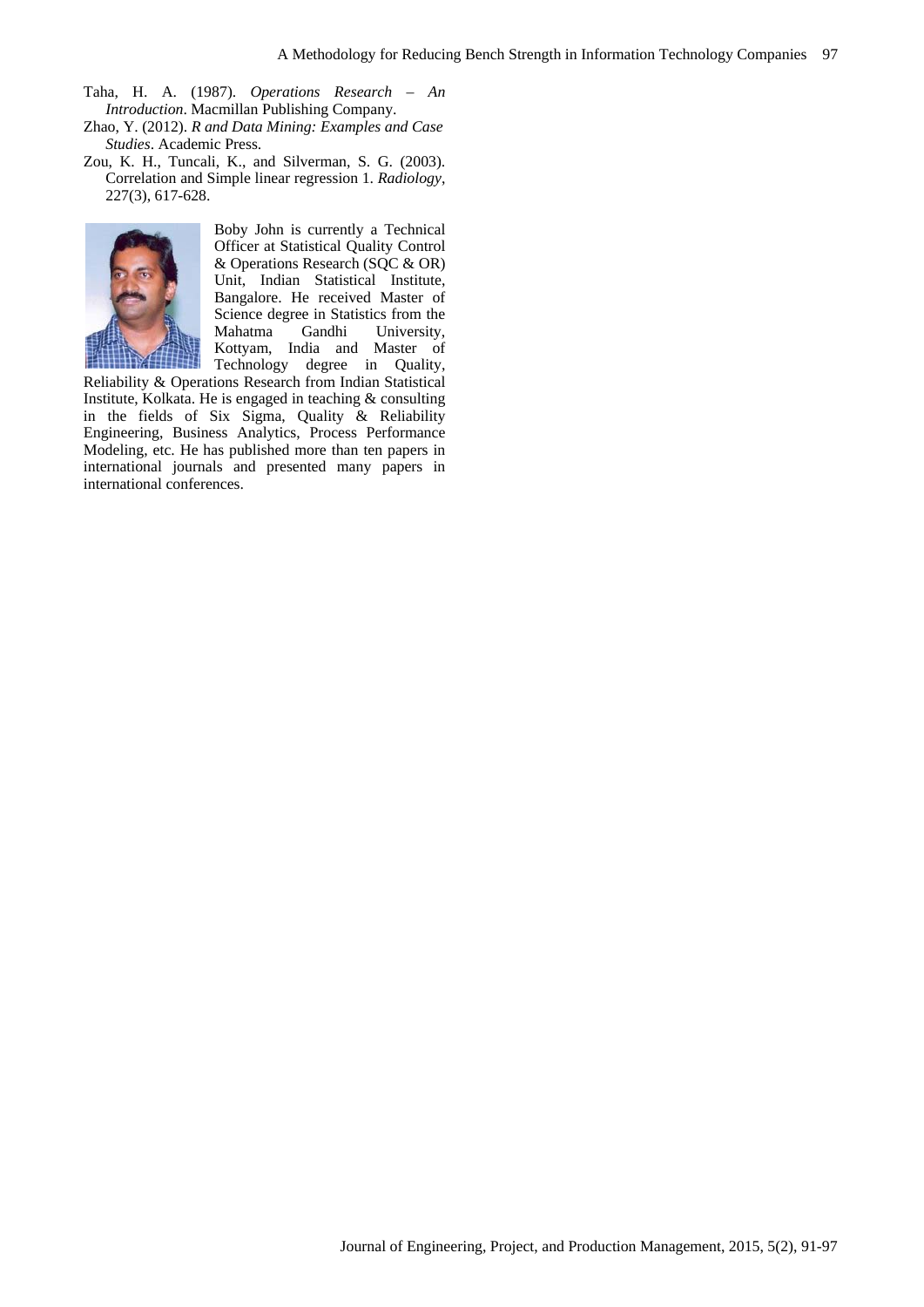Taha, H. A. (1987). *Operations Research – An Introduction*. Macmillan Publishing Company.

Zhao, Y. (2012). *R and Data Mining: Examples and Case Studies*. Academic Press.

Zou, K. H., Tuncali, K., and Silverman, S. G. (2003). Correlation and Simple linear regression 1. *Radiology*, 227(3), 617-628.

Boby John is currently a Technical Officer at Statistical Quality Control & Operations Research (SQC & OR) Unit, Indian Statistical Institute, Bangalore. He received Master of Science degree in Statistics from the Mahatma Gandhi University, Kottyam, India and Master of Technology degree in Quality, Reliability & Operations Research from Indian Statistical Institute, Kolkata. He is engaged in teaching & consulting in the fields of Six Sigma, Quality & Reliability Engineering, Business Analytics, Process Performance Modeling, etc. He has published more than ten papers in international journals and presented many papers in international conferences.